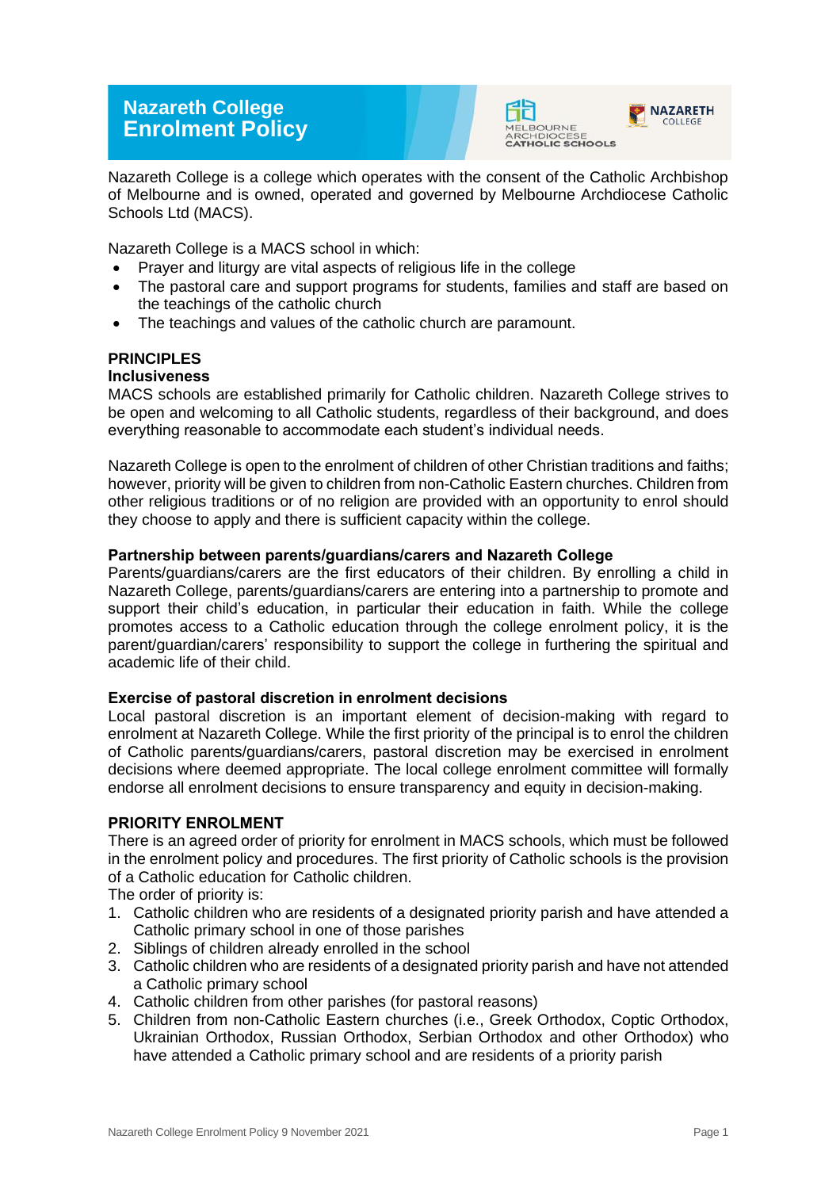# Nazareth College Enrolment Policy

Nazareth College is a college which operates with the consent of the Catholic Archbishop of Melbourne and is owned, operated and governed by Melbourne Archdiocese Catholic Schools Ltd (MACS).

Nazareth College is a MACS school in which:

- Prayer and liturgy are vital aspects of religious life in the college
- The pastoral care and support programs for students, families and staff are based on the teachings of the catholic church
- The teachings and values of the catholic church are paramount.

## PRINCIPLES

### Inclusiveness

MACS schools are established primarily for Catholic children. Nazareth College strives to be open and welcoming to all Catholic students, regardless of their background, and does everything reasonable to accommodate each student's individual needs.

Nazareth College is open to the enrolment of children of other Christian traditions and faiths; however, priority will be given to children from non-Catholic Eastern churches. Children from other religious traditions or of no religion are provided with an opportunity to enrol should they choose to apply and there is sufficient capacity within the college.

### Partnership between parents/guardians/carers and Nazareth College

Parents/guardians/carers are the first educators of their children. By enrolling a child in Nazareth College, parents/guardians/carers are entering into a partnership to promote and support their child's education, in particular their education in faith. While the college promotes access to a Catholic education through the college enrolment policy, it is the parent/guardian/carers' responsibility to support the college in furthering the spiritual and academic life of their child.

### Exercise of pastoral discretion in enrolment decisions

Local pastoral discretion is an important element of decision-making with regard to enrolment at Nazareth College. While the first priority of the principal is to enrol the children of Catholic parents/guardians/carers, pastoral discretion may be exercised in enrolment decisions where deemed appropriate. The local college enrolment committee will formally endorse all enrolment decisions to ensure transparency and equity in decision-making.

## PRIORITY ENROLMENT

There is an agreed order of priority for enrolment in MACS schools, which must be followed in the enrolment policy and procedures. The first priority of Catholic schools is the provision of a Catholic education for Catholic children.

The order of priority is:

1. Catholic children who are residents of a designated priority parish and have attended a Catholic primary school in one of those parishes
2. Siblings of children already enrolled in the school
3. Catholic children who are residents of a designated priority parish and have not attended a Catholic primary school
4. Catholic children from other parishes (for pastoral reasons)
5. Children from non-Catholic Eastern churches (i.e., Greek Orthodox, Coptic Orthodox, Ukrainian Orthodox, Russian Orthodox, Serbian Orthodox and other Orthodox) who have attended a Catholic primary school and are residents of a priority parish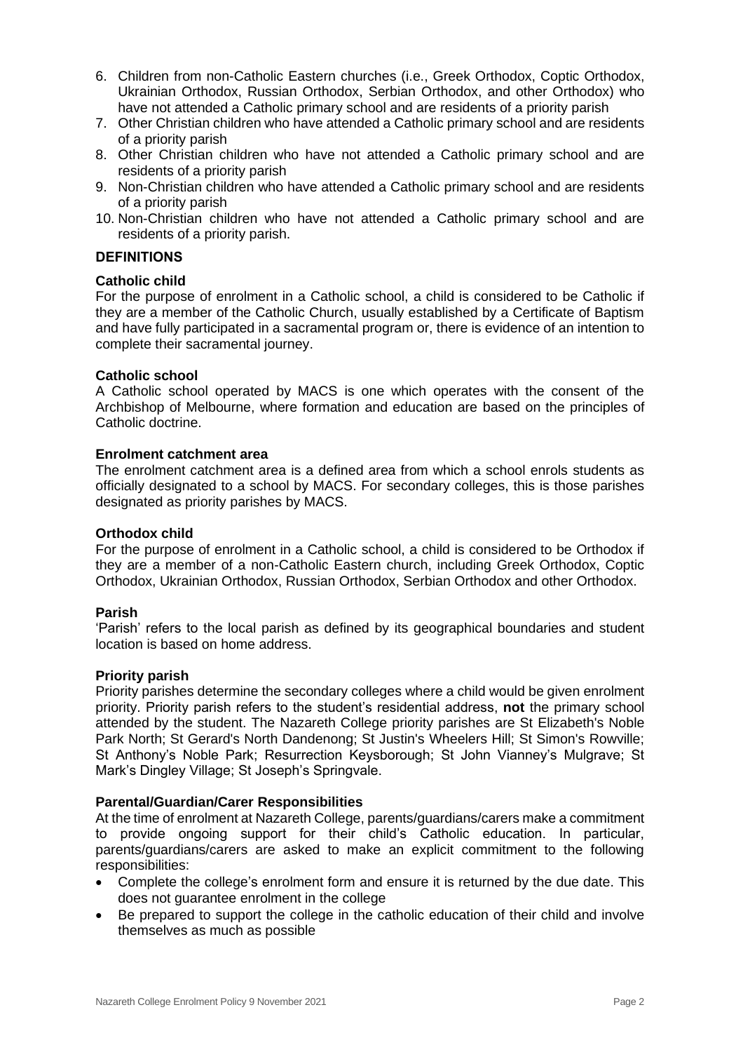6. Children from non-Catholic Eastern churches (i.e., Greek Orthodox, Coptic Orthodox, Ukrainian Orthodox, Russian Orthodox, Serbian Orthodox, and other Orthodox) who have not attended a Catholic primary school and are residents of a priority parish
7. Other Christian children who have attended a Catholic primary school and are residents of a priority parish
8. Other Christian children who have not attended a Catholic primary school and are residents of a priority parish
9. Non-Christian children who have attended a Catholic primary school and are residents of a priority parish
10. Non-Christian children who have not attended a Catholic primary school and are residents of a priority parish.

## DEFINITIONS

### Catholic child

For the purpose of enrolment in a Catholic school, a child is considered to be Catholic if they are a member of the Catholic Church, usually established by a Certificate of Baptism and have fully participated in a sacramental program or, there is evidence of an intention to complete their sacramental journey.

### Catholic school

A Catholic school operated by MACS is one which operates with the consent of the Archbishop of Melbourne, where formation and education are based on the principles of Catholic doctrine.

### Enrolment catchment area

The enrolment catchment area is a defined area from which a school enrols students as officially designated to a school by MACS. For secondary colleges, this is those parishes designated as priority parishes by MACS.

### Orthodox child

For the purpose of enrolment in a Catholic school, a child is considered to be Orthodox if they are a member of a non-Catholic Eastern church, including Greek Orthodox, Coptic Orthodox, Ukrainian Orthodox, Russian Orthodox, Serbian Orthodox and other Orthodox.

### Parish

'Parish' refers to the local parish as defined by its geographical boundaries and student location is based on home address.

### Priority parish

Priority parishes determine the secondary colleges where a child would be given enrolment priority. Priority parish refers to the student's residential address, **not** the primary school attended by the student. The Nazareth College priority parishes are St Elizabeth's Noble Park North; St Gerard's North Dandenong; St Justin's Wheelers Hill; St Simon's Rowville; St Anthony's Noble Park; Resurrection Keysborough; St John Vianney's Mulgrave; St Mark's Dingley Village; St Joseph's Springvale.

### Parental/Guardian/Carer Responsibilities

At the time of enrolment at Nazareth College, parents/guardians/carers make a commitment to provide ongoing support for their child's Catholic education. In particular, parents/guardians/carers are asked to make an explicit commitment to the following responsibilities:

- Complete the college's enrolment form and ensure it is returned by the due date. This does not guarantee enrolment in the college
- Be prepared to support the college in the catholic education of their child and involve themselves as much as possible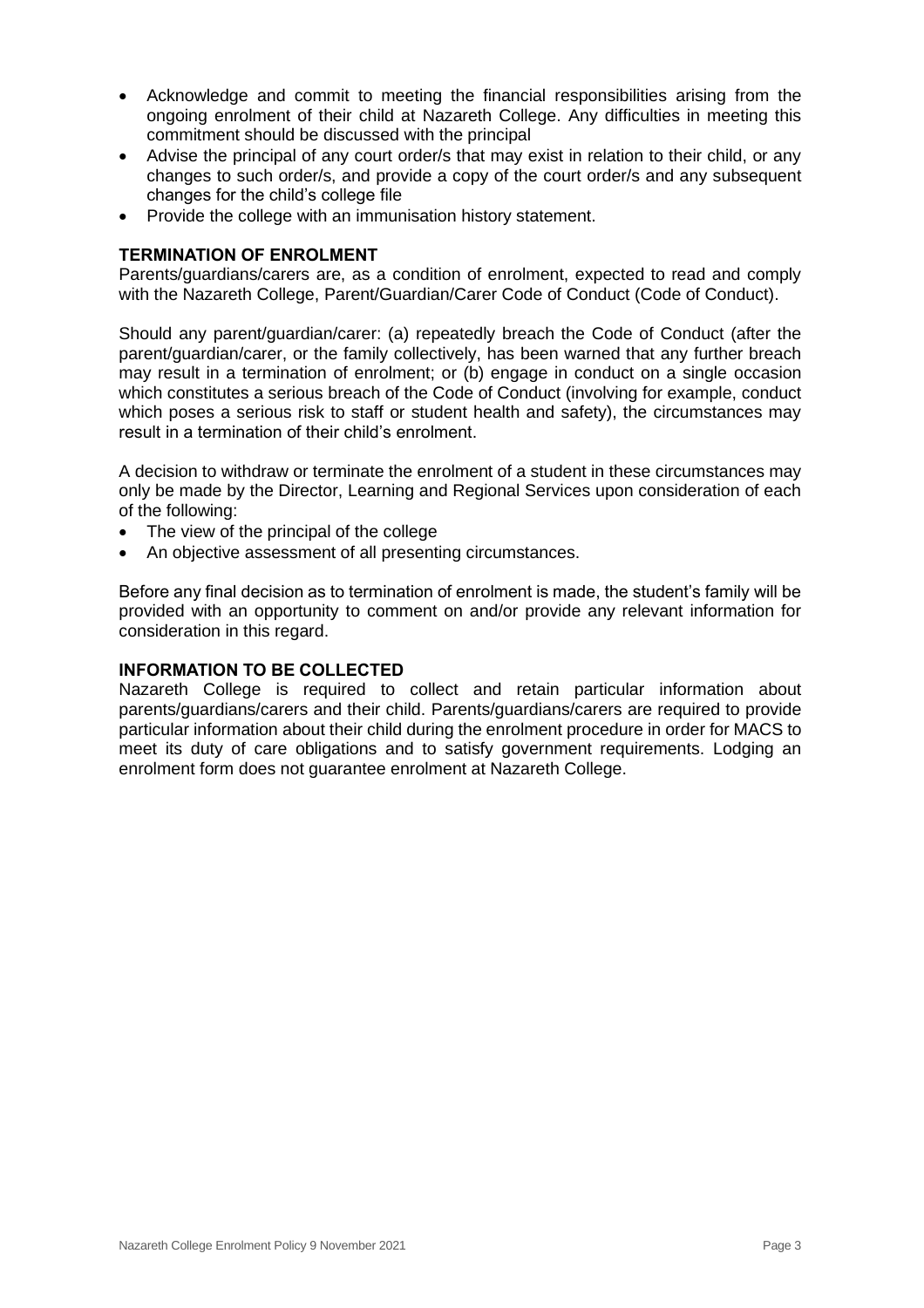- Acknowledge and commit to meeting the financial responsibilities arising from the ongoing enrolment of their child at Nazareth College. Any difficulties in meeting this commitment should be discussed with the principal
- Advise the principal of any court order/s that may exist in relation to their child, or any changes to such order/s, and provide a copy of the court order/s and any subsequent changes for the child's college file
- Provide the college with an immunisation history statement.

**TERMINATION OF ENROLMENT**

Parents/guardians/carers are, as a condition of enrolment, expected to read and comply with the Nazareth College, Parent/Guardian/Carer Code of Conduct (Code of Conduct).

Should any parent/guardian/carer: (a) repeatedly breach the Code of Conduct (after the parent/guardian/carer, or the family collectively, has been warned that any further breach may result in a termination of enrolment; or (b) engage in conduct on a single occasion which constitutes a serious breach of the Code of Conduct (involving for example, conduct which poses a serious risk to staff or student health and safety), the circumstances may result in a termination of their child's enrolment.

A decision to withdraw or terminate the enrolment of a student in these circumstances may only be made by the Director, Learning and Regional Services upon consideration of each of the following:

- The view of the principal of the college
- An objective assessment of all presenting circumstances.

Before any final decision as to termination of enrolment is made, the student's family will be provided with an opportunity to comment on and/or provide any relevant information for consideration in this regard.

**INFORMATION TO BE COLLECTED**

Nazareth College is required to collect and retain particular information about parents/guardians/carers and their child. Parents/guardians/carers are required to provide particular information about their child during the enrolment procedure in order for MACS to meet its duty of care obligations and to satisfy government requirements. Lodging an enrolment form does not guarantee enrolment at Nazareth College.